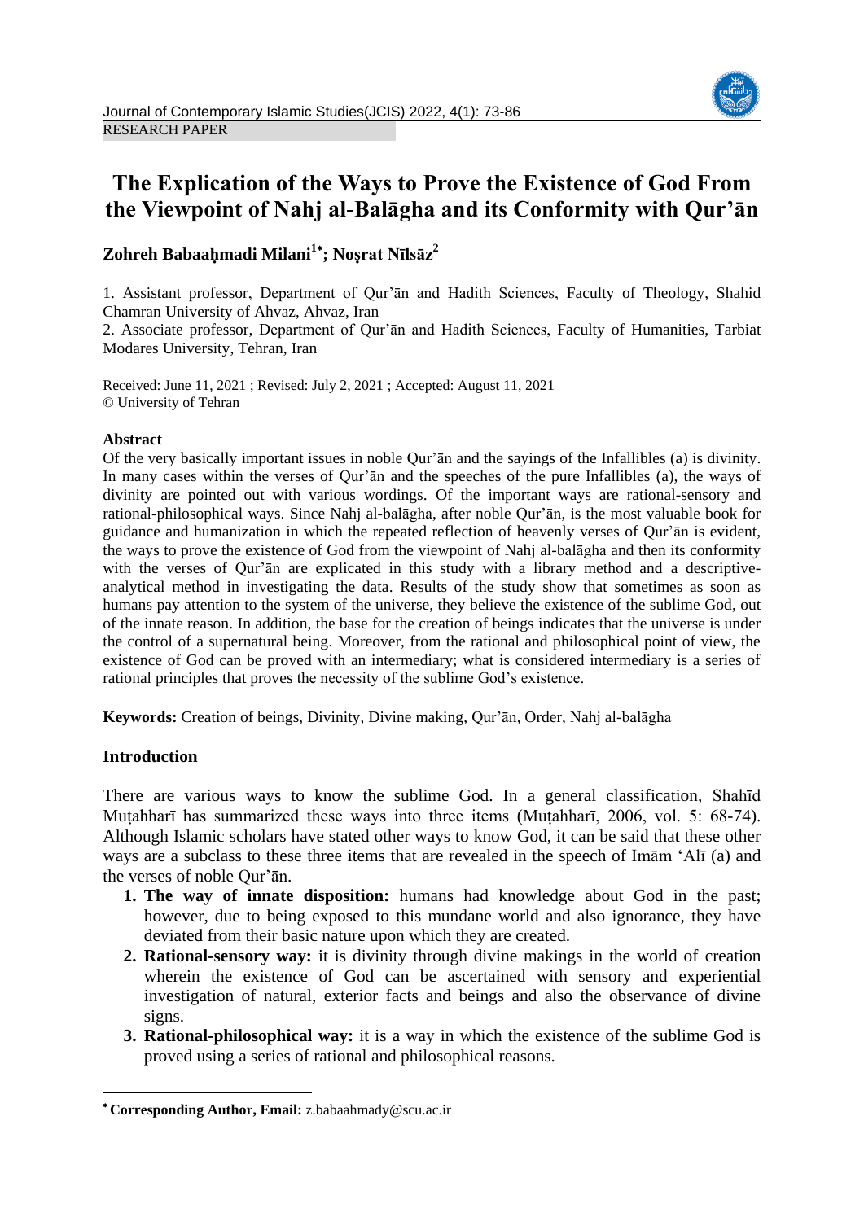RESEARCH PAPER

# The Explication of the Ways to Prove the Existence of God From the Viewpoint of Nahj al-Balāgha and its Conformity with Qur'ān

**Zohreh Babaaḥmadi Milani[1*]; Noṣrat Nīlsāz[2]**

1. Assistant professor, Department of Qur'ān and Hadith Sciences, Faculty of Theology, Shahid Chamran University of Ahvaz, Ahvaz, Iran
2. Associate professor, Department of Qur'ān and Hadith Sciences, Faculty of Humanities, Tarbiat Modares University, Tehran, Iran

Received: June 11, 2021 ; Revised: July 2, 2021 ; Accepted: August 11, 2021
© University of Tehran

### Abstract

Of the very basically important issues in noble Qur'ān and the sayings of the Infallibles (a) is divinity. In many cases within the verses of Qur'ān and the speeches of the pure Infallibles (a), the ways of divinity are pointed out with various wordings. Of the important ways are rational-sensory and rational-philosophical ways. Since Nahj al-balāgha, after noble Qur'ān, is the most valuable book for guidance and humanization in which the repeated reflection of heavenly verses of Qur'ān is evident, the ways to prove the existence of God from the viewpoint of Nahj al-balāgha and then its conformity with the verses of Qur'ān are explicated in this study with a library method and a descriptive-analytical method in investigating the data. Results of the study show that sometimes as soon as humans pay attention to the system of the universe, they believe the existence of the sublime God, out of the innate reason. In addition, the base for the creation of beings indicates that the universe is under the control of a supernatural being. Moreover, from the rational and philosophical point of view, the existence of God can be proved with an intermediary; what is considered intermediary is a series of rational principles that proves the necessity of the sublime God's existence.

**Keywords:** Creation of beings, Divinity, Divine making, Qur'ān, Order, Nahj al-balāgha

### Introduction

There are various ways to know the sublime God. In a general classification, Shahīd Muṭahharī has summarized these ways into three items (Muṭahharī, 2006, vol. 5: 68-74). Although Islamic scholars have stated other ways to know God, it can be said that these other ways are a subclass to these three items that are revealed in the speech of Imām 'Alī (a) and the verses of noble Qur'ān.

1. **The way of innate disposition:** humans had knowledge about God in the past; however, due to being exposed to this mundane world and also ignorance, they have deviated from their basic nature upon which they are created.
2. **Rational-sensory way:** it is divinity through divine makings in the world of creation wherein the existence of God can be ascertained with sensory and experiential investigation of natural, exterior facts and beings and also the observance of divine signs.
3. **Rational-philosophical way:** it is a way in which the existence of the sublime God is proved using a series of rational and philosophical reasons.

[*] **Corresponding Author, Email:** z.babaahmady@scu.ac.ir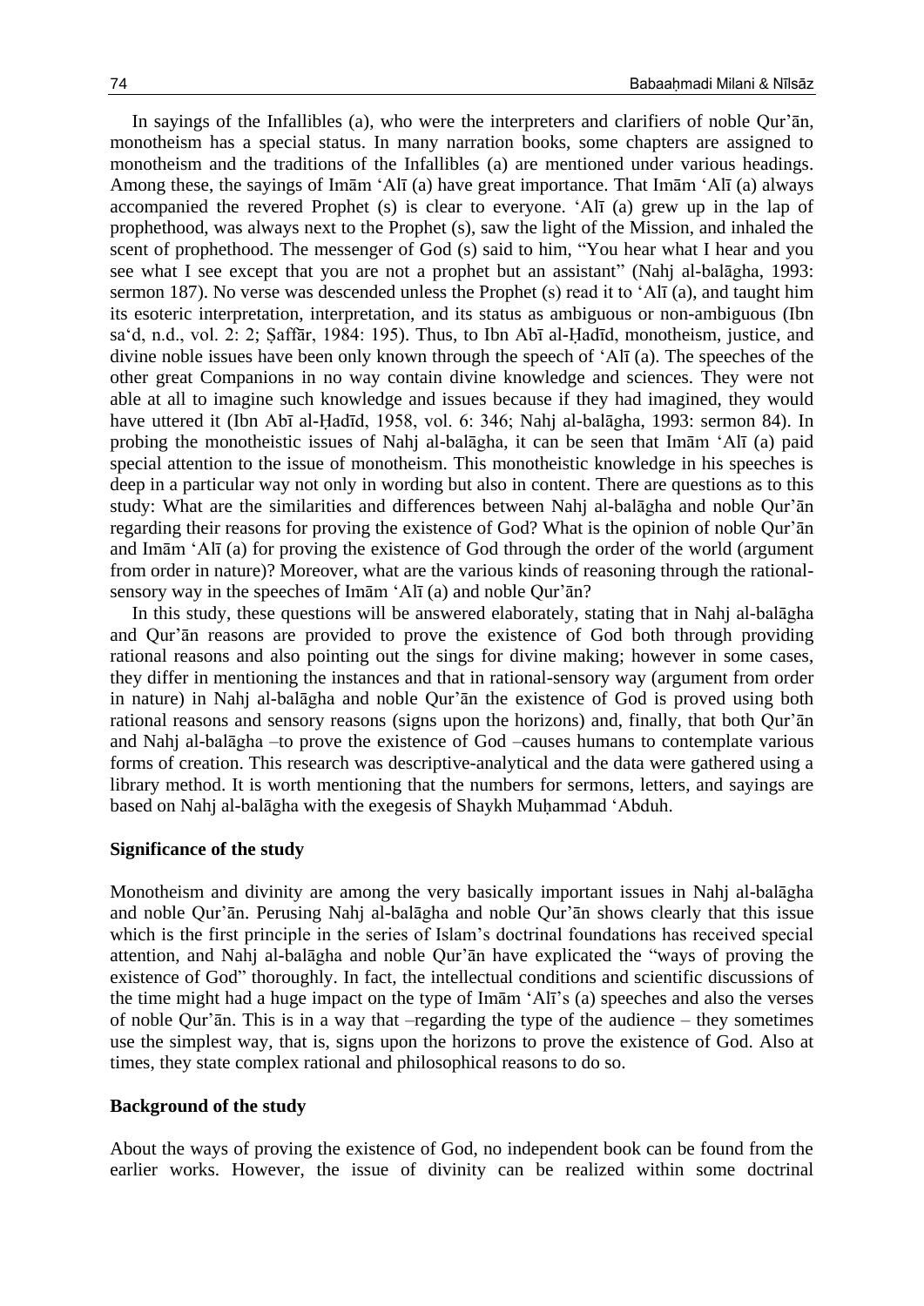In sayings of the Infallibles (a), who were the interpreters and clarifiers of noble Qur'ān, monotheism has a special status. In many narration books, some chapters are assigned to monotheism and the traditions of the Infallibles (a) are mentioned under various headings. Among these, the sayings of Imām 'Alī (a) have great importance. That Imām 'Alī (a) always accompanied the revered Prophet (s) is clear to everyone. 'Alī (a) grew up in the lap of prophethood, was always next to the Prophet (s), saw the light of the Mission, and inhaled the scent of prophethood. The messenger of God (s) said to him, "You hear what I hear and you see what I see except that you are not a prophet but an assistant" (Nahj al-balāgha, 1993: sermon 187). No verse was descended unless the Prophet (s) read it to 'Alī (a), and taught him its esoteric interpretation, interpretation, and its status as ambiguous or non-ambiguous (Ibn sa'd, n.d., vol. 2: 2; Ṣaffār, 1984: 195). Thus, to Ibn Abī al-Ḥadīd, monotheism, justice, and divine noble issues have been only known through the speech of 'Alī (a). The speeches of the other great Companions in no way contain divine knowledge and sciences. They were not able at all to imagine such knowledge and issues because if they had imagined, they would have uttered it (Ibn Abī al-Ḥadīd, 1958, vol. 6: 346; Nahj al-balāgha, 1993: sermon 84). In probing the monotheistic issues of Nahj al-balāgha, it can be seen that Imām 'Alī (a) paid special attention to the issue of monotheism. This monotheistic knowledge in his speeches is deep in a particular way not only in wording but also in content. There are questions as to this study: What are the similarities and differences between Nahj al-balāgha and noble Qur'ān regarding their reasons for proving the existence of God? What is the opinion of noble Qur'ān and Imām 'Alī (a) for proving the existence of God through the order of the world (argument from order in nature)? Moreover, what are the various kinds of reasoning through the rational-sensory way in the speeches of Imām 'Alī (a) and noble Qur'ān?

In this study, these questions will be answered elaborately, stating that in Nahj al-balāgha and Qur'ān reasons are provided to prove the existence of God both through providing rational reasons and also pointing out the sings for divine making; however in some cases, they differ in mentioning the instances and that in rational-sensory way (argument from order in nature) in Nahj al-balāgha and noble Qur'ān the existence of God is proved using both rational reasons and sensory reasons (signs upon the horizons) and, finally, that both Qur'ān and Nahj al-balāgha –to prove the existence of God –causes humans to contemplate various forms of creation. This research was descriptive-analytical and the data were gathered using a library method. It is worth mentioning that the numbers for sermons, letters, and sayings are based on Nahj al-balāgha with the exegesis of Shaykh Muḥammad 'Abduh.

**Significance of the study**

Monotheism and divinity are among the very basically important issues in Nahj al-balāgha and noble Qur'ān. Perusing Nahj al-balāgha and noble Qur'ān shows clearly that this issue which is the first principle in the series of Islam's doctrinal foundations has received special attention, and Nahj al-balāgha and noble Qur'ān have explicated the "ways of proving the existence of God" thoroughly. In fact, the intellectual conditions and scientific discussions of the time might had a huge impact on the type of Imām 'Alī's (a) speeches and also the verses of noble Qur'ān. This is in a way that –regarding the type of the audience – they sometimes use the simplest way, that is, signs upon the horizons to prove the existence of God. Also at times, they state complex rational and philosophical reasons to do so.

**Background of the study**

About the ways of proving the existence of God, no independent book can be found from the earlier works. However, the issue of divinity can be realized within some doctrinal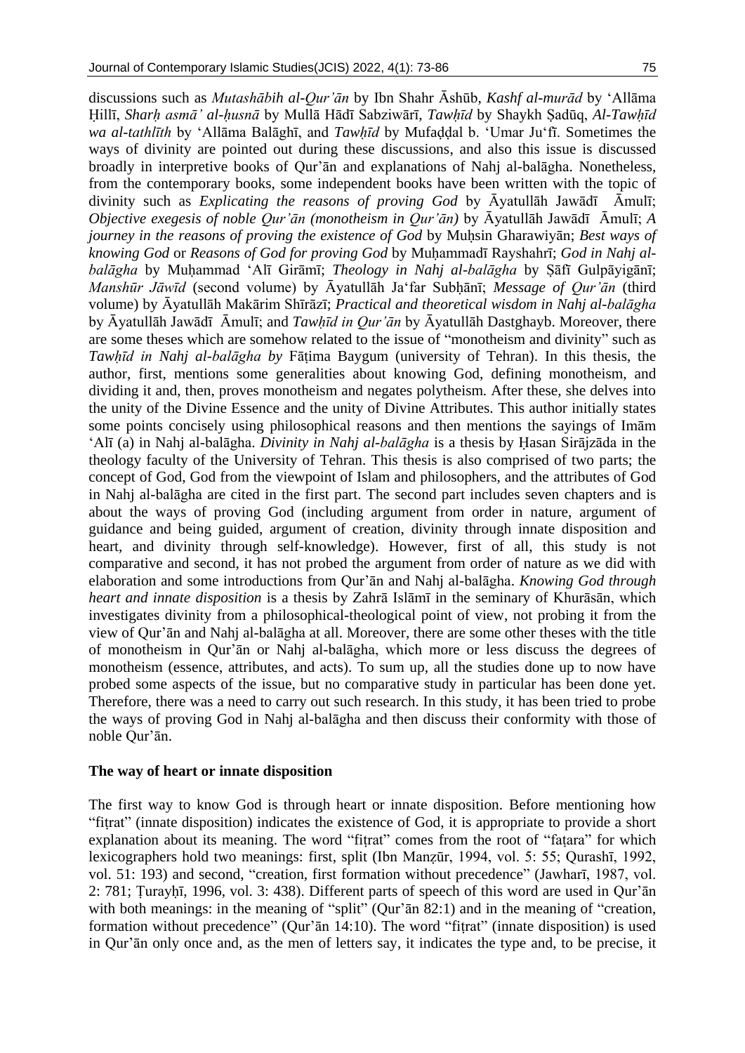discussions such as *Mutashābih al-Qur'ān* by Ibn Shahr Āshūb, *Kashf al-murād* by 'Allāma Ḥillī, *Sharḥ asmā' al-ḥusnā* by Mullā Hādī Sabziwārī, *Tawḥīd* by Shaykh Ṣadūq, *Al-Tawḥīd wa al-tathlīth* by 'Allāma Balāghī, and *Tawḥīd* by Mufaḍḍal b. 'Umar Ju'fī. Sometimes the ways of divinity are pointed out during these discussions, and also this issue is discussed broadly in interpretive books of Qur'ān and explanations of Nahj al-balāgha. Nonetheless, from the contemporary books, some independent books have been written with the topic of divinity such as *Explicating the reasons of proving God* by Āyatullāh Jawādī Āmulī; *Objective exegesis of noble Qur'ān (monotheism in Qur'ān)* by Āyatullāh Jawādī Āmulī; *A journey in the reasons of proving the existence of God* by Muḥsin Gharawiyān; *Best ways of knowing God* or *Reasons of God for proving God* by Muḥammadī Rayshahrī; *God in Nahj al-balāgha* by Muḥammad 'Alī Girāmī; *Theology in Nahj al-balāgha* by Ṣāfī Gulpāyigānī; *Manshūr Jāwīd* (second volume) by Āyatullāh Ja'far Subḥānī; *Message of Qur'ān* (third volume) by Āyatullāh Makārim Shīrāzī; *Practical and theoretical wisdom in Nahj al-balāgha* by Āyatullāh Jawādī Āmulī; and *Tawḥīd in Qur'ān* by Āyatullāh Dastghayb. Moreover, there are some theses which are somehow related to the issue of "monotheism and divinity" such as *Tawḥīd in Nahj al-balāgha by* Fāṭima Baygum (university of Tehran). In this thesis, the author, first, mentions some generalities about knowing God, defining monotheism, and dividing it and, then, proves monotheism and negates polytheism. After these, she delves into the unity of the Divine Essence and the unity of Divine Attributes. This author initially states some points concisely using philosophical reasons and then mentions the sayings of Imām 'Alī (a) in Nahj al-balāgha. *Divinity in Nahj al-balāgha* is a thesis by Ḥasan Sirājzāda in the theology faculty of the University of Tehran. This thesis is also comprised of two parts; the concept of God, God from the viewpoint of Islam and philosophers, and the attributes of God in Nahj al-balāgha are cited in the first part. The second part includes seven chapters and is about the ways of proving God (including argument from order in nature, argument of guidance and being guided, argument of creation, divinity through innate disposition and heart, and divinity through self-knowledge). However, first of all, this study is not comparative and second, it has not probed the argument from order of nature as we did with elaboration and some introductions from Qur'ān and Nahj al-balāgha. *Knowing God through heart and innate disposition* is a thesis by Zahrā Islāmī in the seminary of Khurāsān, which investigates divinity from a philosophical-theological point of view, not probing it from the view of Qur'ān and Nahj al-balāgha at all. Moreover, there are some other theses with the title of monotheism in Qur'ān or Nahj al-balāgha, which more or less discuss the degrees of monotheism (essence, attributes, and acts). To sum up, all the studies done up to now have probed some aspects of the issue, but no comparative study in particular has been done yet. Therefore, there was a need to carry out such research. In this study, it has been tried to probe the ways of proving God in Nahj al-balāgha and then discuss their conformity with those of noble Qur'ān.

## The way of heart or innate disposition

The first way to know God is through heart or innate disposition. Before mentioning how "fiṭrat" (innate disposition) indicates the existence of God, it is appropriate to provide a short explanation about its meaning. The word "fiṭrat" comes from the root of "faṭara" for which lexicographers hold two meanings: first, split (Ibn Manẓūr, 1994, vol. 5: 55; Qurashī, 1992, vol. 51: 193) and second, "creation, first formation without precedence" (Jawharī, 1987, vol. 2: 781; Ṭurayḥī, 1996, vol. 3: 438). Different parts of speech of this word are used in Qur'ān with both meanings: in the meaning of "split" (Qur'ān 82:1) and in the meaning of "creation, formation without precedence" (Qur'ān 14:10). The word "fiṭrat" (innate disposition) is used in Qur'ān only once and, as the men of letters say, it indicates the type and, to be precise, it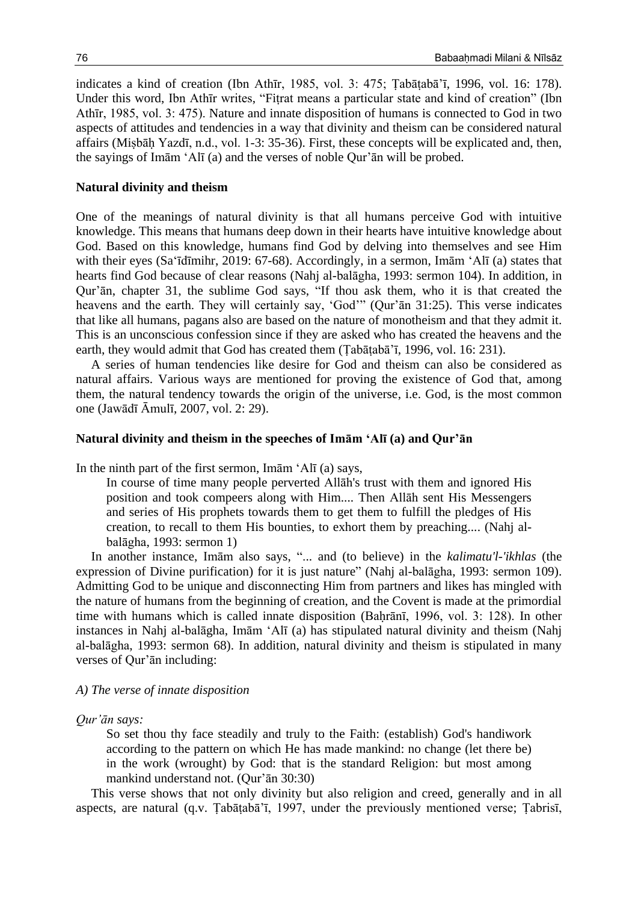indicates a kind of creation (Ibn Athīr, 1985, vol. 3: 475; Ṭabāṭabā'ī, 1996, vol. 16: 178). Under this word, Ibn Athīr writes, "Fiṭrat means a particular state and kind of creation" (Ibn Athīr, 1985, vol. 3: 475). Nature and innate disposition of humans is connected to God in two aspects of attitudes and tendencies in a way that divinity and theism can be considered natural affairs (Miṣbāḥ Yazdī, n.d., vol. 1-3: 35-36). First, these concepts will be explicated and, then, the sayings of Imām 'Alī (a) and the verses of noble Qur'ān will be probed.

**Natural divinity and theism**

One of the meanings of natural divinity is that all humans perceive God with intuitive knowledge. This means that humans deep down in their hearts have intuitive knowledge about God. Based on this knowledge, humans find God by delving into themselves and see Him with their eyes (Sa'īdīmihr, 2019: 67-68). Accordingly, in a sermon, Imām 'Alī (a) states that hearts find God because of clear reasons (Nahj al-balāgha, 1993: sermon 104). In addition, in Qur'ān, chapter 31, the sublime God says, "If thou ask them, who it is that created the heavens and the earth. They will certainly say, 'God'" (Qur'ān 31:25). This verse indicates that like all humans, pagans also are based on the nature of monotheism and that they admit it. This is an unconscious confession since if they are asked who has created the heavens and the earth, they would admit that God has created them (Ṭabāṭabā'ī, 1996, vol. 16: 231).

A series of human tendencies like desire for God and theism can also be considered as natural affairs. Various ways are mentioned for proving the existence of God that, among them, the natural tendency towards the origin of the universe, i.e. God, is the most common one (Jawādī Āmulī, 2007, vol. 2: 29).

**Natural divinity and theism in the speeches of Imām 'Alī (a) and Qur'ān**

In the ninth part of the first sermon, Imām 'Alī (a) says,

> In course of time many people perverted Allāh's trust with them and ignored His position and took compeers along with Him.... Then Allāh sent His Messengers and series of His prophets towards them to get them to fulfill the pledges of His creation, to recall to them His bounties, to exhort them by preaching.... (Nahj al-balāgha, 1993: sermon 1)

In another instance, Imām also says, "... and (to believe) in the *kalimatu'l-'ikhlas* (the expression of Divine purification) for it is just nature" (Nahj al-balāgha, 1993: sermon 109). Admitting God to be unique and disconnecting Him from partners and likes has mingled with the nature of humans from the beginning of creation, and the Covent is made at the primordial time with humans which is called innate disposition (Baḥrānī, 1996, vol. 3: 128). In other instances in Nahj al-balāgha, Imām 'Alī (a) has stipulated natural divinity and theism (Nahj al-balāgha, 1993: sermon 68). In addition, natural divinity and theism is stipulated in many verses of Qur'ān including:

*A) The verse of innate disposition*

*Qur'ān says:*

> So set thou thy face steadily and truly to the Faith: (establish) God's handiwork according to the pattern on which He has made mankind: no change (let there be) in the work (wrought) by God: that is the standard Religion: but most among mankind understand not. (Qur'ān 30:30)

This verse shows that not only divinity but also religion and creed, generally and in all aspects, are natural (q.v. Ṭabāṭabā'ī, 1997, under the previously mentioned verse; Ṭabrisī,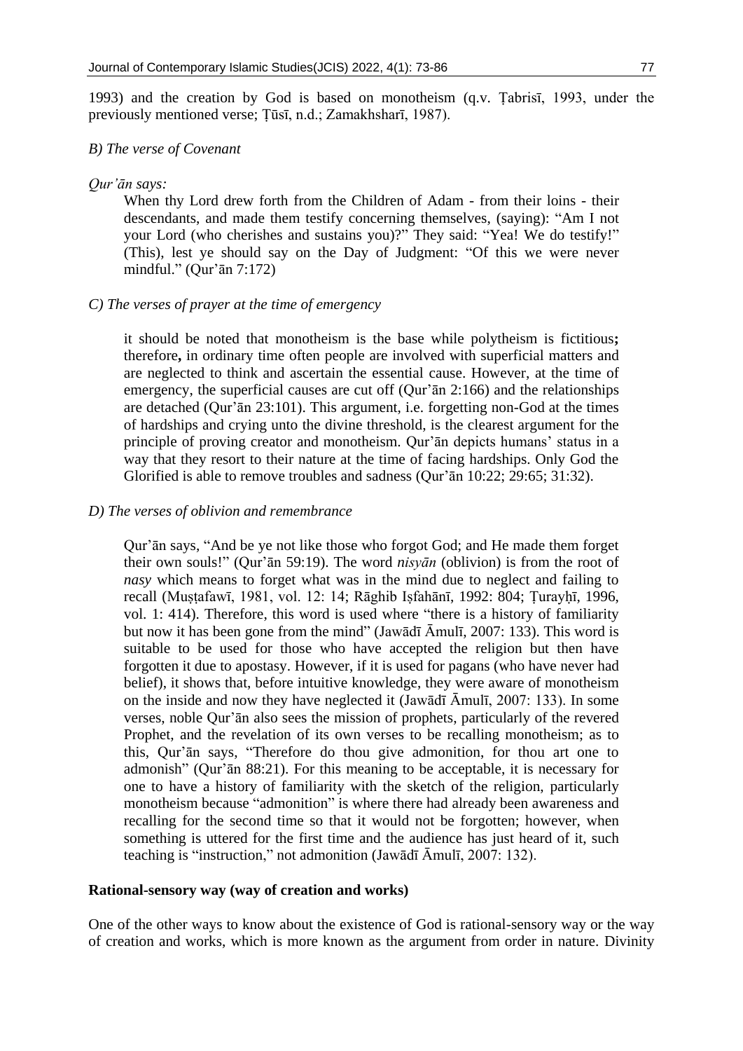1993) and the creation by God is based on monotheism (q.v. Ṭabrisī, 1993, under the previously mentioned verse; Ṭūsī, n.d.; Zamakhsharī, 1987).

*B) The verse of Covenant*

*Qur'ān says:*

> When thy Lord drew forth from the Children of Adam - from their loins - their descendants, and made them testify concerning themselves, (saying): "Am I not your Lord (who cherishes and sustains you)?" They said: "Yea! We do testify!" (This), lest ye should say on the Day of Judgment: "Of this we were never mindful." (Qur'ān 7:172)

*C) The verses of prayer at the time of emergency*

> it should be noted that monotheism is the base while polytheism is fictitious**;** therefore**,** in ordinary time often people are involved with superficial matters and are neglected to think and ascertain the essential cause. However, at the time of emergency, the superficial causes are cut off (Qur'ān 2:166) and the relationships are detached (Qur'ān 23:101). This argument, i.e. forgetting non-God at the times of hardships and crying unto the divine threshold, is the clearest argument for the principle of proving creator and monotheism. Qur'ān depicts humans' status in a way that they resort to their nature at the time of facing hardships. Only God the Glorified is able to remove troubles and sadness (Qur'ān 10:22; 29:65; 31:32).

*D) The verses of oblivion and remembrance*

> Qur'ān says, "And be ye not like those who forgot God; and He made them forget their own souls!" (Qur'ān 59:19). The word *nisyān* (oblivion) is from the root of *nasy* which means to forget what was in the mind due to neglect and failing to recall (Muṣṭafawī, 1981, vol. 12: 14; Rāghib Iṣfahānī, 1992: 804; Ṭurayḥī, 1996, vol. 1: 414). Therefore, this word is used where "there is a history of familiarity but now it has been gone from the mind" (Jawādī Āmulī, 2007: 133). This word is suitable to be used for those who have accepted the religion but then have forgotten it due to apostasy. However, if it is used for pagans (who have never had belief), it shows that, before intuitive knowledge, they were aware of monotheism on the inside and now they have neglected it (Jawādī Āmulī, 2007: 133). In some verses, noble Qur'ān also sees the mission of prophets, particularly of the revered Prophet, and the revelation of its own verses to be recalling monotheism; as to this, Qur'ān says, "Therefore do thou give admonition, for thou art one to admonish" (Qur'ān 88:21). For this meaning to be acceptable, it is necessary for one to have a history of familiarity with the sketch of the religion, particularly monotheism because "admonition" is where there had already been awareness and recalling for the second time so that it would not be forgotten; however, when something is uttered for the first time and the audience has just heard of it, such teaching is "instruction," not admonition (Jawādī Āmulī, 2007: 132).

**Rational-sensory way (way of creation and works)**

One of the other ways to know about the existence of God is rational-sensory way or the way of creation and works, which is more known as the argument from order in nature. Divinity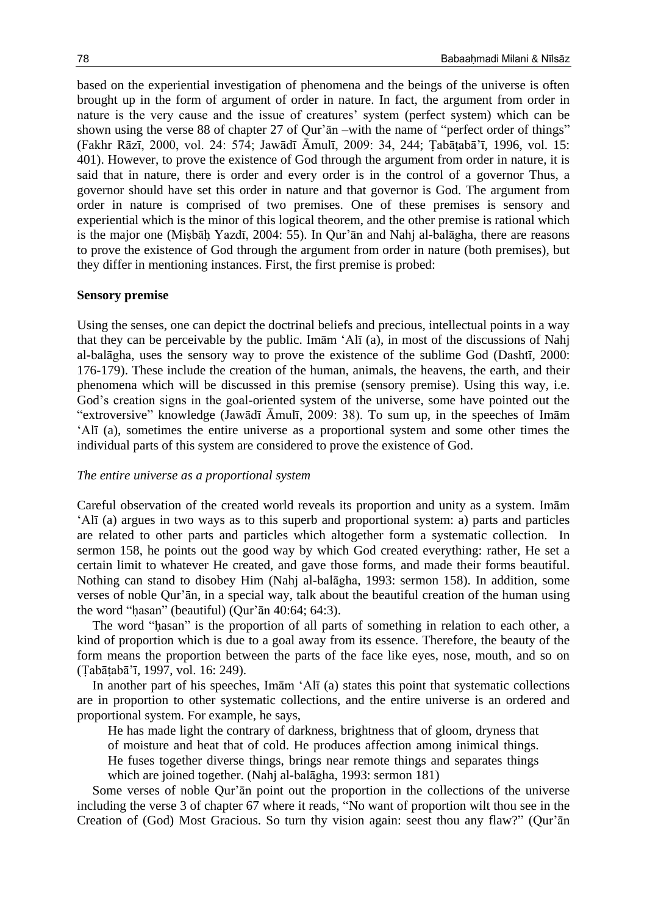based on the experiential investigation of phenomena and the beings of the universe is often brought up in the form of argument of order in nature. In fact, the argument from order in nature is the very cause and the issue of creatures' system (perfect system) which can be shown using the verse 88 of chapter 27 of Qur'ān –with the name of "perfect order of things" (Fakhr Rāzī, 2000, vol. 24: 574; Jawādī Āmulī, 2009: 34, 244; Ṭabāṭabā'ī, 1996, vol. 15: 401). However, to prove the existence of God through the argument from order in nature, it is said that in nature, there is order and every order is in the control of a governor Thus, a governor should have set this order in nature and that governor is God. The argument from order in nature is comprised of two premises. One of these premises is sensory and experiential which is the minor of this logical theorem, and the other premise is rational which is the major one (Miṣbāḥ Yazdī, 2004: 55). In Qur'ān and Nahj al-balāgha, there are reasons to prove the existence of God through the argument from order in nature (both premises), but they differ in mentioning instances. First, the first premise is probed:

**Sensory premise**

Using the senses, one can depict the doctrinal beliefs and precious, intellectual points in a way that they can be perceivable by the public. Imām 'Alī (a), in most of the discussions of Nahj al-balāgha, uses the sensory way to prove the existence of the sublime God (Dashtī, 2000: 176-179). These include the creation of the human, animals, the heavens, the earth, and their phenomena which will be discussed in this premise (sensory premise). Using this way, i.e. God's creation signs in the goal-oriented system of the universe, some have pointed out the "extroversive" knowledge (Jawādī Āmulī, 2009: 38). To sum up, in the speeches of Imām 'Alī (a), sometimes the entire universe as a proportional system and some other times the individual parts of this system are considered to prove the existence of God.

*The entire universe as a proportional system*

Careful observation of the created world reveals its proportion and unity as a system. Imām 'Alī (a) argues in two ways as to this superb and proportional system: a) parts and particles are related to other parts and particles which altogether form a systematic collection. In sermon 158, he points out the good way by which God created everything: rather, He set a certain limit to whatever He created, and gave those forms, and made their forms beautiful. Nothing can stand to disobey Him (Nahj al-balāgha, 1993: sermon 158). In addition, some verses of noble Qur'ān, in a special way, talk about the beautiful creation of the human using the word "ḥasan" (beautiful) (Qur'ān 40:64; 64:3).

The word "ḥasan" is the proportion of all parts of something in relation to each other, a kind of proportion which is due to a goal away from its essence. Therefore, the beauty of the form means the proportion between the parts of the face like eyes, nose, mouth, and so on (Ṭabāṭabā'ī, 1997, vol. 16: 249).

In another part of his speeches, Imām 'Alī (a) states this point that systematic collections are in proportion to other systematic collections, and the entire universe is an ordered and proportional system. For example, he says,

> He has made light the contrary of darkness, brightness that of gloom, dryness that of moisture and heat that of cold. He produces affection among inimical things. He fuses together diverse things, brings near remote things and separates things which are joined together. (Nahj al-balāgha, 1993: sermon 181)

Some verses of noble Qur'ān point out the proportion in the collections of the universe including the verse 3 of chapter 67 where it reads, "No want of proportion wilt thou see in the Creation of (God) Most Gracious. So turn thy vision again: seest thou any flaw?" (Qur'ān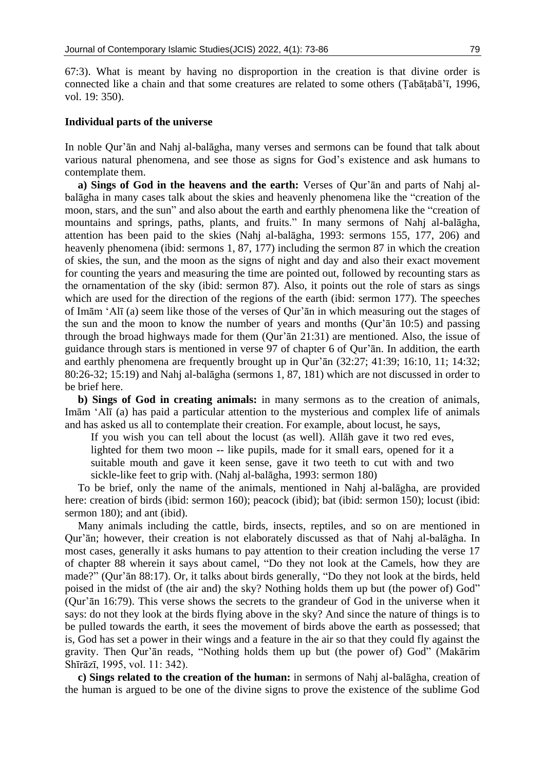67:3). What is meant by having no disproportion in the creation is that divine order is connected like a chain and that some creatures are related to some others (Ṭabāṭabā'ī, 1996, vol. 19: 350).

### Individual parts of the universe

In noble Qur'ān and Nahj al-balāgha, many verses and sermons can be found that talk about various natural phenomena, and see those as signs for God's existence and ask humans to contemplate them.

**a) Sings of God in the heavens and the earth:** Verses of Qur'ān and parts of Nahj al-balāgha in many cases talk about the skies and heavenly phenomena like the "creation of the moon, stars, and the sun" and also about the earth and earthly phenomena like the "creation of mountains and springs, paths, plants, and fruits." In many sermons of Nahj al-balāgha, attention has been paid to the skies (Nahj al-balāgha, 1993: sermons 155, 177, 206) and heavenly phenomena (ibid: sermons 1, 87, 177) including the sermon 87 in which the creation of skies, the sun, and the moon as the signs of night and day and also their exact movement for counting the years and measuring the time are pointed out, followed by recounting stars as the ornamentation of the sky (ibid: sermon 87). Also, it points out the role of stars as sings which are used for the direction of the regions of the earth (ibid: sermon 177). The speeches of Imām 'Alī (a) seem like those of the verses of Qur'ān in which measuring out the stages of the sun and the moon to know the number of years and months (Qur'ān 10:5) and passing through the broad highways made for them (Qur'ān 21:31) are mentioned. Also, the issue of guidance through stars is mentioned in verse 97 of chapter 6 of Qur'ān. In addition, the earth and earthly phenomena are frequently brought up in Qur'ān (32:27; 41:39; 16:10, 11; 14:32; 80:26-32; 15:19) and Nahj al-balāgha (sermons 1, 87, 181) which are not discussed in order to be brief here.

**b) Sings of God in creating animals:** in many sermons as to the creation of animals, Imām 'Alī (a) has paid a particular attention to the mysterious and complex life of animals and has asked us all to contemplate their creation. For example, about locust, he says,

> If you wish you can tell about the locust (as well). Allāh gave it two red eves, lighted for them two moon -- like pupils, made for it small ears, opened for it a suitable mouth and gave it keen sense, gave it two teeth to cut with and two sickle-like feet to grip with. (Nahj al-balāgha, 1993: sermon 180)

To be brief, only the name of the animals, mentioned in Nahj al-balāgha, are provided here: creation of birds (ibid: sermon 160); peacock (ibid); bat (ibid: sermon 150); locust (ibid: sermon 180); and ant (ibid).

Many animals including the cattle, birds, insects, reptiles, and so on are mentioned in Qur'ān; however, their creation is not elaborately discussed as that of Nahj al-balāgha. In most cases, generally it asks humans to pay attention to their creation including the verse 17 of chapter 88 wherein it says about camel, "Do they not look at the Camels, how they are made?" (Qur'ān 88:17). Or, it talks about birds generally, "Do they not look at the birds, held poised in the midst of (the air and) the sky? Nothing holds them up but (the power of) God" (Qur'ān 16:79). This verse shows the secrets to the grandeur of God in the universe when it says: do not they look at the birds flying above in the sky? And since the nature of things is to be pulled towards the earth, it sees the movement of birds above the earth as possessed; that is, God has set a power in their wings and a feature in the air so that they could fly against the gravity. Then Qur'ān reads, "Nothing holds them up but (the power of) God" (Makārim Shīrāzī, 1995, vol. 11: 342).

**c) Sings related to the creation of the human:** in sermons of Nahj al-balāgha, creation of the human is argued to be one of the divine signs to prove the existence of the sublime God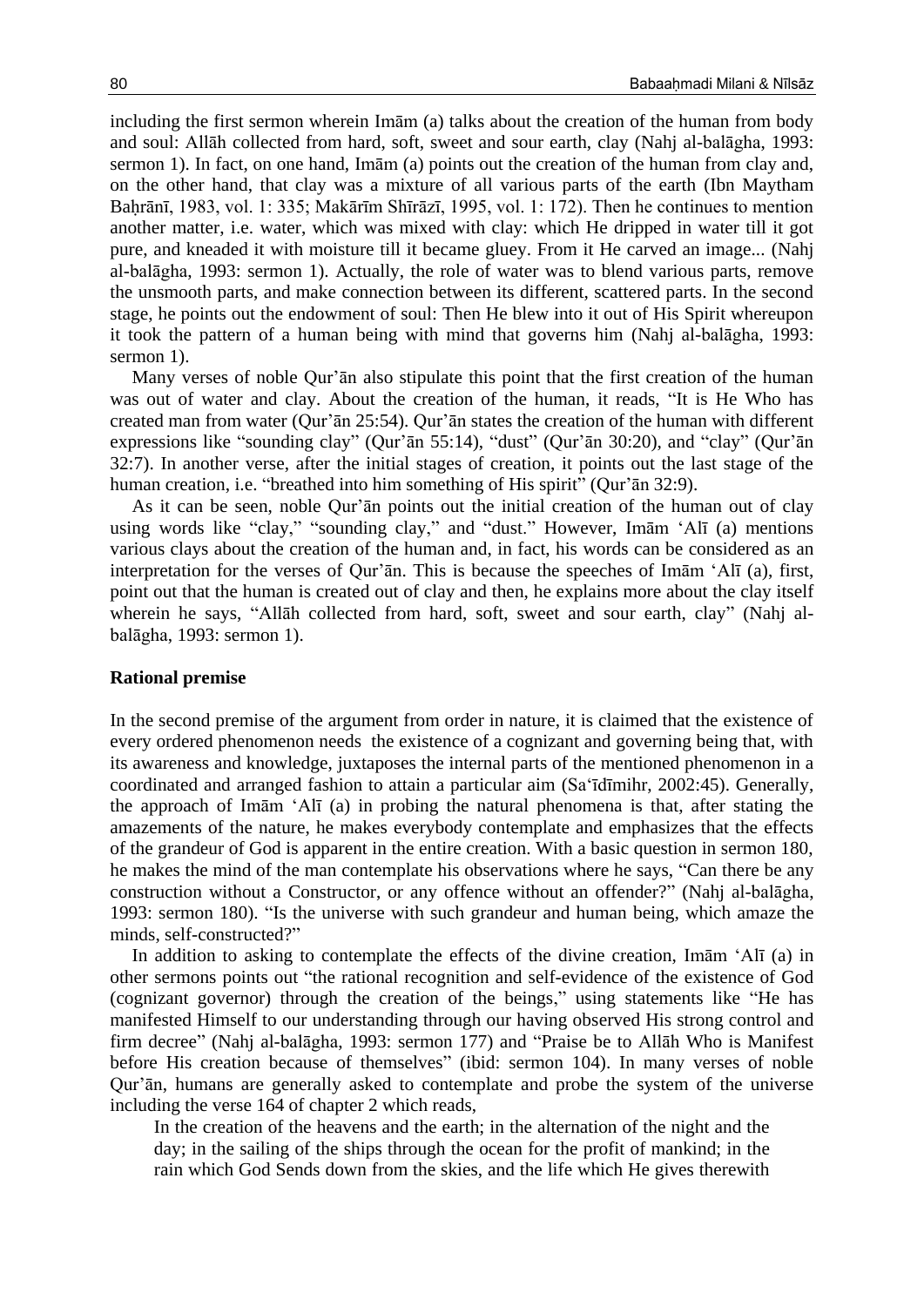including the first sermon wherein Imām (a) talks about the creation of the human from body and soul: Allāh collected from hard, soft, sweet and sour earth, clay (Nahj al-balāgha, 1993: sermon 1). In fact, on one hand, Imām (a) points out the creation of the human from clay and, on the other hand, that clay was a mixture of all various parts of the earth (Ibn Maytham Baḥrānī, 1983, vol. 1: 335; Makārīm Shīrāzī, 1995, vol. 1: 172). Then he continues to mention another matter, i.e. water, which was mixed with clay: which He dripped in water till it got pure, and kneaded it with moisture till it became gluey. From it He carved an image... (Nahj al-balāgha, 1993: sermon 1). Actually, the role of water was to blend various parts, remove the unsmooth parts, and make connection between its different, scattered parts. In the second stage, he points out the endowment of soul: Then He blew into it out of His Spirit whereupon it took the pattern of a human being with mind that governs him (Nahj al-balāgha, 1993: sermon 1).

Many verses of noble Qur'ān also stipulate this point that the first creation of the human was out of water and clay. About the creation of the human, it reads, "It is He Who has created man from water (Qur'ān 25:54). Qur'ān states the creation of the human with different expressions like "sounding clay" (Qur'ān 55:14), "dust" (Qur'ān 30:20), and "clay" (Qur'ān 32:7). In another verse, after the initial stages of creation, it points out the last stage of the human creation, i.e. "breathed into him something of His spirit" (Qur'ān 32:9).

As it can be seen, noble Qur'ān points out the initial creation of the human out of clay using words like "clay," "sounding clay," and "dust." However, Imām 'Alī (a) mentions various clays about the creation of the human and, in fact, his words can be considered as an interpretation for the verses of Qur'ān. This is because the speeches of Imām 'Alī (a), first, point out that the human is created out of clay and then, he explains more about the clay itself wherein he says, "Allāh collected from hard, soft, sweet and sour earth, clay" (Nahj al-balāgha, 1993: sermon 1).

**Rational premise**

In the second premise of the argument from order in nature, it is claimed that the existence of every ordered phenomenon needs the existence of a cognizant and governing being that, with its awareness and knowledge, juxtaposes the internal parts of the mentioned phenomenon in a coordinated and arranged fashion to attain a particular aim (Sa'īdīmihr, 2002:45). Generally, the approach of Imām 'Alī (a) in probing the natural phenomena is that, after stating the amazements of the nature, he makes everybody contemplate and emphasizes that the effects of the grandeur of God is apparent in the entire creation. With a basic question in sermon 180, he makes the mind of the man contemplate his observations where he says, "Can there be any construction without a Constructor, or any offence without an offender?" (Nahj al-balāgha, 1993: sermon 180). "Is the universe with such grandeur and human being, which amaze the minds, self-constructed?"

In addition to asking to contemplate the effects of the divine creation, Imām 'Alī (a) in other sermons points out "the rational recognition and self-evidence of the existence of God (cognizant governor) through the creation of the beings," using statements like "He has manifested Himself to our understanding through our having observed His strong control and firm decree" (Nahj al-balāgha, 1993: sermon 177) and "Praise be to Allāh Who is Manifest before His creation because of themselves" (ibid: sermon 104). In many verses of noble Qur'ān, humans are generally asked to contemplate and probe the system of the universe including the verse 164 of chapter 2 which reads,

> In the creation of the heavens and the earth; in the alternation of the night and the day; in the sailing of the ships through the ocean for the profit of mankind; in the rain which God Sends down from the skies, and the life which He gives therewith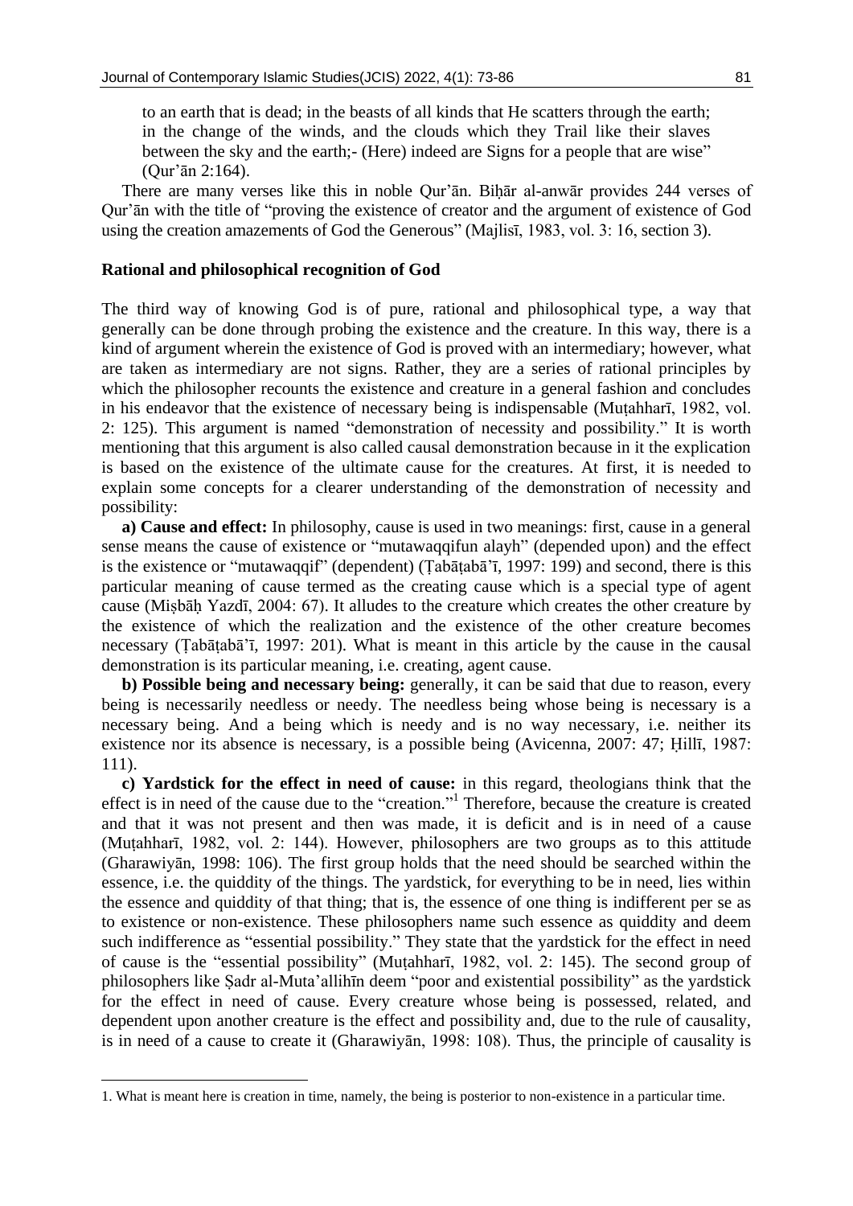to an earth that is dead; in the beasts of all kinds that He scatters through the earth; in the change of the winds, and the clouds which they Trail like their slaves between the sky and the earth;- (Here) indeed are Signs for a people that are wise" (Qur'ān 2:164).

There are many verses like this in noble Qur'ān. Biḥār al-anwār provides 244 verses of Qur'ān with the title of "proving the existence of creator and the argument of existence of God using the creation amazements of God the Generous" (Majlisī, 1983, vol. 3: 16, section 3).

## Rational and philosophical recognition of God

The third way of knowing God is of pure, rational and philosophical type, a way that generally can be done through probing the existence and the creature. In this way, there is a kind of argument wherein the existence of God is proved with an intermediary; however, what are taken as intermediary are not signs. Rather, they are a series of rational principles by which the philosopher recounts the existence and creature in a general fashion and concludes in his endeavor that the existence of necessary being is indispensable (Muṭahharī, 1982, vol. 2: 125). This argument is named "demonstration of necessity and possibility." It is worth mentioning that this argument is also called causal demonstration because in it the explication is based on the existence of the ultimate cause for the creatures. At first, it is needed to explain some concepts for a clearer understanding of the demonstration of necessity and possibility:

**a) Cause and effect:** In philosophy, cause is used in two meanings: first, cause in a general sense means the cause of existence or "mutawaqqifun alayh" (depended upon) and the effect is the existence or "mutawaqqif" (dependent) (Ṭabāṭabā'ī, 1997: 199) and second, there is this particular meaning of cause termed as the creating cause which is a special type of agent cause (Miṣbāḥ Yazdī, 2004: 67). It alludes to the creature which creates the other creature by the existence of which the realization and the existence of the other creature becomes necessary (Ṭabāṭabā'ī, 1997: 201). What is meant in this article by the cause in the causal demonstration is its particular meaning, i.e. creating, agent cause.

**b) Possible being and necessary being:** generally, it can be said that due to reason, every being is necessarily needless or needy. The needless being whose being is necessary is a necessary being. And a being which is needy and is no way necessary, i.e. neither its existence nor its absence is necessary, is a possible being (Avicenna, 2007: 47; Ḥillī, 1987: 111).

**c) Yardstick for the effect in need of cause:** in this regard, theologians think that the effect is in need of the cause due to the "creation."[1] Therefore, because the creature is created and that it was not present and then was made, it is deficit and is in need of a cause (Muṭahharī, 1982, vol. 2: 144). However, philosophers are two groups as to this attitude (Gharawiyān, 1998: 106). The first group holds that the need should be searched within the essence, i.e. the quiddity of the things. The yardstick, for everything to be in need, lies within the essence and quiddity of that thing; that is, the essence of one thing is indifferent per se as to existence or non-existence. These philosophers name such essence as quiddity and deem such indifference as "essential possibility." They state that the yardstick for the effect in need of cause is the "essential possibility" (Muṭahharī, 1982, vol. 2: 145). The second group of philosophers like Ṣadr al-Muta'allihīn deem "poor and existential possibility" as the yardstick for the effect in need of cause. Every creature whose being is possessed, related, and dependent upon another creature is the effect and possibility and, due to the rule of causality, is in need of a cause to create it (Gharawiyān, 1998: 108). Thus, the principle of causality is

---

1. What is meant here is creation in time, namely, the being is posterior to non-existence in a particular time.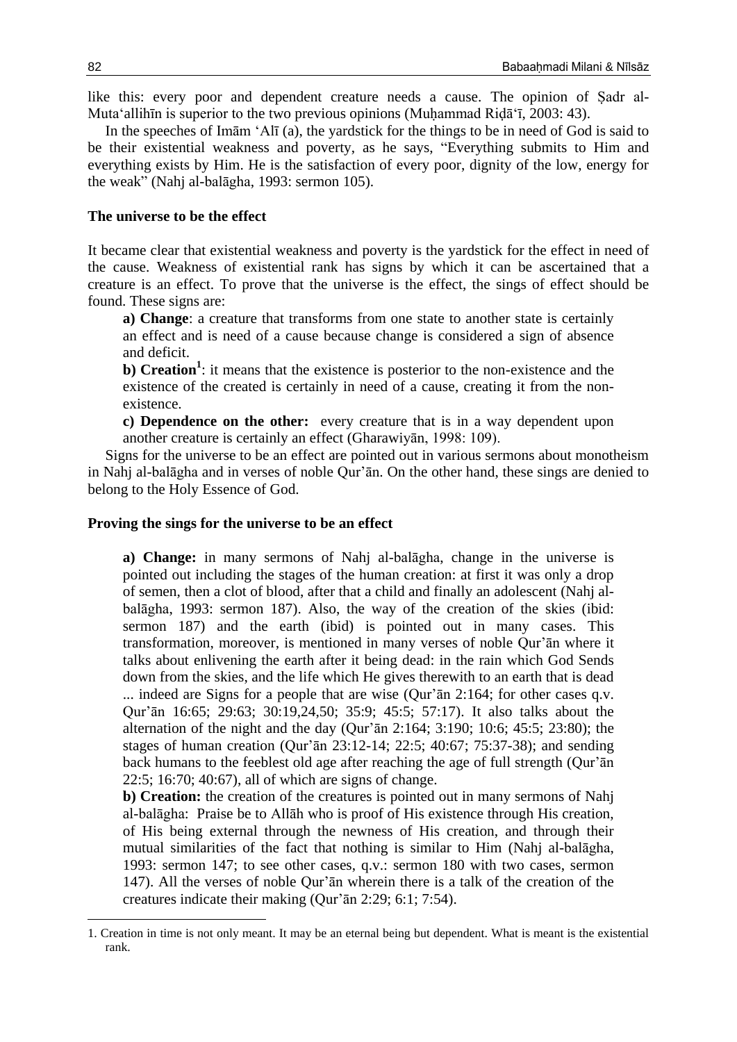like this: every poor and dependent creature needs a cause. The opinion of Ṣadr al-Muta'allihīn is superior to the two previous opinions (Muḥammad Riḍā'ī, 2003: 43).

In the speeches of Imām 'Alī (a), the yardstick for the things to be in need of God is said to be their existential weakness and poverty, as he says, "Everything submits to Him and everything exists by Him. He is the satisfaction of every poor, dignity of the low, energy for the weak" (Nahj al-balāgha, 1993: sermon 105).

**The universe to be the effect**

It became clear that existential weakness and poverty is the yardstick for the effect in need of the cause. Weakness of existential rank has signs by which it can be ascertained that a creature is an effect. To prove that the universe is the effect, the sings of effect should be found. These signs are:

**a) Change**: a creature that transforms from one state to another state is certainly an effect and is need of a cause because change is considered a sign of absence and deficit.

**b) Creation**[1]: it means that the existence is posterior to the non-existence and the existence of the created is certainly in need of a cause, creating it from the non-existence.

**c) Dependence on the other:** every creature that is in a way dependent upon another creature is certainly an effect (Gharawiyān, 1998: 109).

Signs for the universe to be an effect are pointed out in various sermons about monotheism in Nahj al-balāgha and in verses of noble Qur'ān. On the other hand, these sings are denied to belong to the Holy Essence of God.

**Proving the sings for the universe to be an effect**

**a) Change:** in many sermons of Nahj al-balāgha, change in the universe is pointed out including the stages of the human creation: at first it was only a drop of semen, then a clot of blood, after that a child and finally an adolescent (Nahj al-balāgha, 1993: sermon 187). Also, the way of the creation of the skies (ibid: sermon 187) and the earth (ibid) is pointed out in many cases. This transformation, moreover, is mentioned in many verses of noble Qur'ān where it talks about enlivening the earth after it being dead: in the rain which God Sends down from the skies, and the life which He gives therewith to an earth that is dead ... indeed are Signs for a people that are wise (Qur'ān 2:164; for other cases q.v. Qur'ān 16:65; 29:63; 30:19,24,50; 35:9; 45:5; 57:17). It also talks about the alternation of the night and the day (Qur'ān 2:164; 3:190; 10:6; 45:5; 23:80); the stages of human creation (Qur'ān 23:12-14; 22:5; 40:67; 75:37-38); and sending back humans to the feeblest old age after reaching the age of full strength (Qur'ān 22:5; 16:70; 40:67), all of which are signs of change.

**b) Creation:** the creation of the creatures is pointed out in many sermons of Nahj al-balāgha: Praise be to Allāh who is proof of His existence through His creation, of His being external through the newness of His creation, and through their mutual similarities of the fact that nothing is similar to Him (Nahj al-balāgha, 1993: sermon 147; to see other cases, q.v.: sermon 180 with two cases, sermon 147). All the verses of noble Qur'ān wherein there is a talk of the creation of the creatures indicate their making (Qur'ān 2:29; 6:1; 7:54).

---

1. Creation in time is not only meant. It may be an eternal being but dependent. What is meant is the existential rank.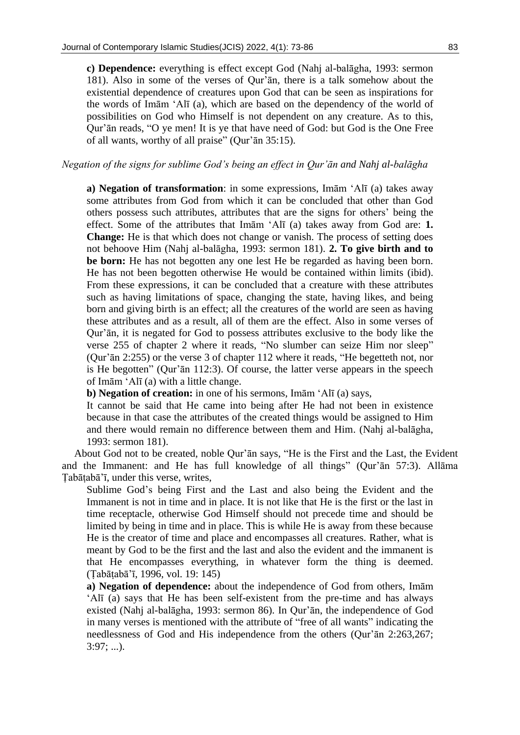**c) Dependence:** everything is effect except God (Nahj al-balāgha, 1993: sermon 181). Also in some of the verses of Qur'ān, there is a talk somehow about the existential dependence of creatures upon God that can be seen as inspirations for the words of Imām 'Alī (a), which are based on the dependency of the world of possibilities on God who Himself is not dependent on any creature. As to this, Qur'ān reads, "O ye men! It is ye that have need of God: but God is the One Free of all wants, worthy of all praise" (Qur'ān 35:15).

*Negation of the signs for sublime God's being an effect in Qur'ān and Nahj al-balāgha*

**a) Negation of transformation**: in some expressions, Imām 'Alī (a) takes away some attributes from God from which it can be concluded that other than God others possess such attributes, attributes that are the signs for others' being the effect. Some of the attributes that Imām 'Alī (a) takes away from God are: **1. Change:** He is that which does not change or vanish. The process of setting does not behoove Him (Nahj al-balāgha, 1993: sermon 181). **2. To give birth and to be born:** He has not begotten any one lest He be regarded as having been born. He has not been begotten otherwise He would be contained within limits (ibid). From these expressions, it can be concluded that a creature with these attributes such as having limitations of space, changing the state, having likes, and being born and giving birth is an effect; all the creatures of the world are seen as having these attributes and as a result, all of them are the effect. Also in some verses of Qur'ān, it is negated for God to possess attributes exclusive to the body like the verse 255 of chapter 2 where it reads, "No slumber can seize Him nor sleep" (Qur'ān 2:255) or the verse 3 of chapter 112 where it reads, "He begetteth not, nor is He begotten" (Qur'ān 112:3). Of course, the latter verse appears in the speech of Imām 'Alī (a) with a little change.

**b) Negation of creation:** in one of his sermons, Imām 'Alī (a) says,

> It cannot be said that He came into being after He had not been in existence because in that case the attributes of the created things would be assigned to Him and there would remain no difference between them and Him. (Nahj al-balāgha, 1993: sermon 181).

About God not to be created, noble Qur'ān says, "He is the First and the Last, the Evident and the Immanent: and He has full knowledge of all things" (Qur'ān 57:3). Allāma Ṭabāṭabā'ī, under this verse, writes,

> Sublime God's being First and the Last and also being the Evident and the Immanent is not in time and in place. It is not like that He is the first or the last in time receptacle, otherwise God Himself should not precede time and should be limited by being in time and in place. This is while He is away from these because He is the creator of time and place and encompasses all creatures. Rather, what is meant by God to be the first and the last and also the evident and the immanent is that He encompasses everything, in whatever form the thing is deemed. (Ṭabāṭabā'ī, 1996, vol. 19: 145)

**a) Negation of dependence:** about the independence of God from others, Imām 'Alī (a) says that He has been self-existent from the pre-time and has always existed (Nahj al-balāgha, 1993: sermon 86). In Qur'ān, the independence of God in many verses is mentioned with the attribute of "free of all wants" indicating the needlessness of God and His independence from the others (Qur'ān 2:263,267; 3:97; ...).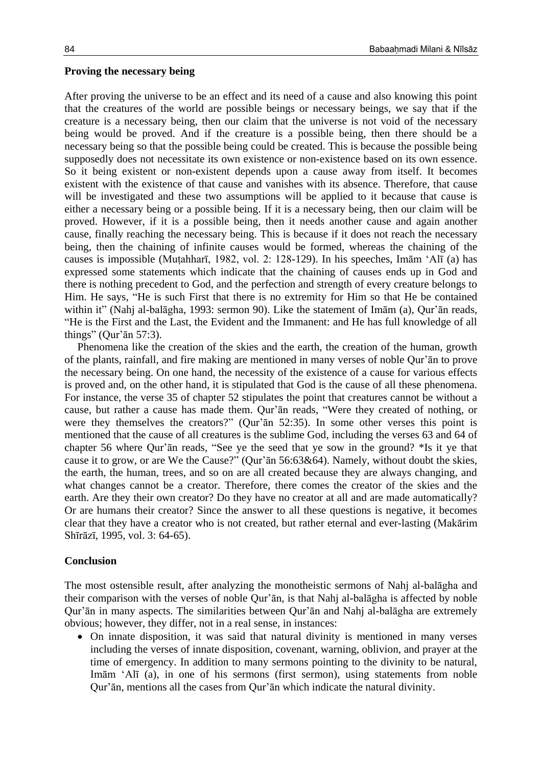**Proving the necessary being**

After proving the universe to be an effect and its need of a cause and also knowing this point that the creatures of the world are possible beings or necessary beings, we say that if the creature is a necessary being, then our claim that the universe is not void of the necessary being would be proved. And if the creature is a possible being, then there should be a necessary being so that the possible being could be created. This is because the possible being supposedly does not necessitate its own existence or non-existence based on its own essence. So it being existent or non-existent depends upon a cause away from itself. It becomes existent with the existence of that cause and vanishes with its absence. Therefore, that cause will be investigated and these two assumptions will be applied to it because that cause is either a necessary being or a possible being. If it is a necessary being, then our claim will be proved. However, if it is a possible being, then it needs another cause and again another cause, finally reaching the necessary being. This is because if it does not reach the necessary being, then the chaining of infinite causes would be formed, whereas the chaining of the causes is impossible (Muṭahharī, 1982, vol. 2: 128-129). In his speeches, Imām 'Alī (a) has expressed some statements which indicate that the chaining of causes ends up in God and there is nothing precedent to God, and the perfection and strength of every creature belongs to Him. He says, "He is such First that there is no extremity for Him so that He be contained within it" (Nahj al-balāgha, 1993: sermon 90). Like the statement of Imām (a), Qur'ān reads, "He is the First and the Last, the Evident and the Immanent: and He has full knowledge of all things" (Qur'ān 57:3).

Phenomena like the creation of the skies and the earth, the creation of the human, growth of the plants, rainfall, and fire making are mentioned in many verses of noble Qur'ān to prove the necessary being. On one hand, the necessity of the existence of a cause for various effects is proved and, on the other hand, it is stipulated that God is the cause of all these phenomena. For instance, the verse 35 of chapter 52 stipulates the point that creatures cannot be without a cause, but rather a cause has made them. Qur'ān reads, "Were they created of nothing, or were they themselves the creators?" (Qur'ān 52:35). In some other verses this point is mentioned that the cause of all creatures is the sublime God, including the verses 63 and 64 of chapter 56 where Qur'ān reads, "See ye the seed that ye sow in the ground? *Is it ye that cause it to grow, or are We the Cause?" (Qur'ān 56:63&64). Namely, without doubt the skies, the earth, the human, trees, and so on are all created because they are always changing, and what changes cannot be a creator. Therefore, there comes the creator of the skies and the earth. Are they their own creator? Do they have no creator at all and are made automatically? Or are humans their creator? Since the answer to all these questions is negative, it becomes clear that they have a creator who is not created, but rather eternal and ever-lasting (Makārim Shīrāzī, 1995, vol. 3: 64-65).

**Conclusion**

The most ostensible result, after analyzing the monotheistic sermons of Nahj al-balāgha and their comparison with the verses of noble Qur'ān, is that Nahj al-balāgha is affected by noble Qur'ān in many aspects. The similarities between Qur'ān and Nahj al-balāgha are extremely obvious; however, they differ, not in a real sense, in instances:

- On innate disposition, it was said that natural divinity is mentioned in many verses including the verses of innate disposition, covenant, warning, oblivion, and prayer at the time of emergency. In addition to many sermons pointing to the divinity to be natural, Imām 'Alī (a), in one of his sermons (first sermon), using statements from noble Qur'ān, mentions all the cases from Qur'ān which indicate the natural divinity.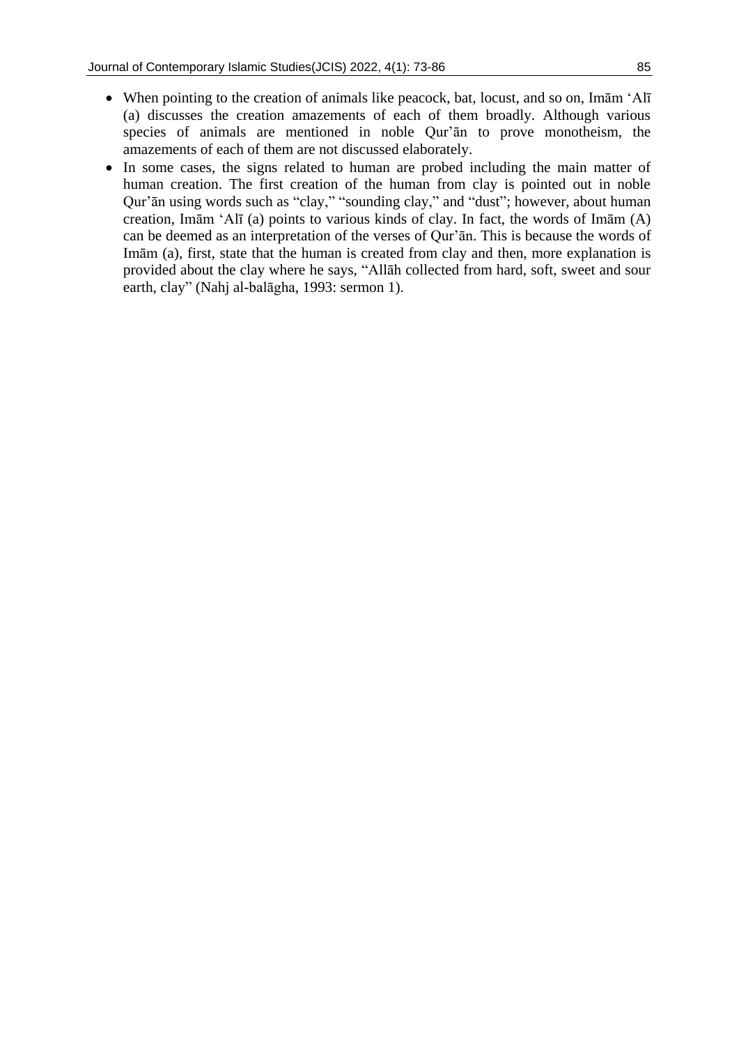- When pointing to the creation of animals like peacock, bat, locust, and so on, Imām ʻAlī (a) discusses the creation amazements of each of them broadly. Although various species of animals are mentioned in noble Qur'ān to prove monotheism, the amazements of each of them are not discussed elaborately.
- In some cases, the signs related to human are probed including the main matter of human creation. The first creation of the human from clay is pointed out in noble Qur'ān using words such as "clay," "sounding clay," and "dust"; however, about human creation, Imām ʻAlī (a) points to various kinds of clay. In fact, the words of Imām (A) can be deemed as an interpretation of the verses of Qur'ān. This is because the words of Imām (a), first, state that the human is created from clay and then, more explanation is provided about the clay where he says, "Allāh collected from hard, soft, sweet and sour earth, clay" (Nahj al-balāgha, 1993: sermon 1).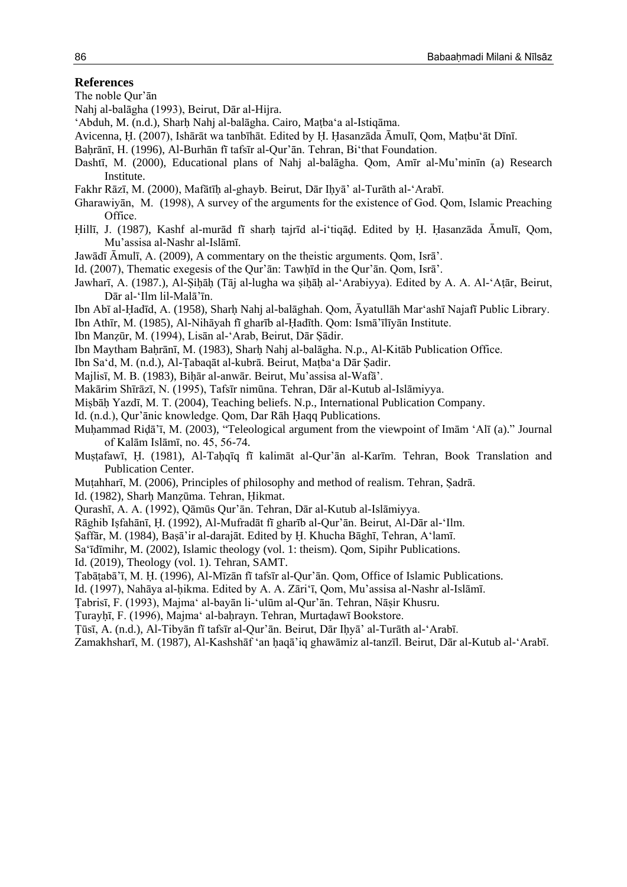## References

The noble Qur'ān

Nahj al-balāgha (1993), Beirut, Dār al-Hijra.

'Abduh, M. (n.d.), Sharḥ Nahj al-balāgha. Cairo, Maṭba'a al-Istiqāma.

Avicenna, Ḥ. (2007), Ishārāt wa tanbīhāt. Edited by Ḥ. Ḥasanzāda Āmulī, Qom, Maṭbu'āt Dīnī.

Baḥrānī, H. (1996), Al-Burhān fī tafsīr al-Qur'ān. Tehran, Bi'that Foundation.

Dashtī, M. (2000), Educational plans of Nahj al-balāgha. Qom, Amīr al-Mu'minīn (a) Research Institute.

Fakhr Rāzī, M. (2000), Mafātīḥ al-ghayb. Beirut, Dār Iḥyā' al-Turāth al-'Arabī.

Gharawiyān, M. (1998), A survey of the arguments for the existence of God. Qom, Islamic Preaching Office.

Ḥillī, J. (1987), Kashf al-murād fī sharḥ tajrīd al-i'tiqāḍ. Edited by Ḥ. Ḥasanzāda Āmulī, Qom, Mu'assisa al-Nashr al-Islāmī.

Jawādī Āmulī, A. (2009), A commentary on the theistic arguments. Qom, Isrā'.

Id. (2007), Thematic exegesis of the Qur'ān: Tawḥīd in the Qur'ān. Qom, Isrā'.

Jawharī, A. (1987.), Al-Ṣiḥāḥ (Tāj al-lugha wa ṣiḥāḥ al-'Arabiyya). Edited by A. A. Al-'Aṭār, Beirut, Dār al-'Ilm lil-Malā'īn.

Ibn Abī al-Ḥadīd, A. (1958), Sharḥ Nahj al-balāghah. Qom, Āyatullāh Mar'ashī Najafī Public Library.

Ibn Athīr, M. (1985), Al-Nihāyah fī gharīb al-Ḥadīth. Qom: Ismā'īlīyān Institute.

Ibn Manẓūr, M. (1994), Lisān al-'Arab, Beirut, Dār Ṣādir.

Ibn Maytham Baḥrānī, M. (1983), Sharḥ Nahj al-balāgha. N.p., Al-Kitāb Publication Office.

Ibn Sa'd, M. (n.d.), Al-Ṭabaqāt al-kubrā. Beirut, Maṭba'a Dār Ṣadir.

Majlisī, M. B. (1983), Biḥār al-anwār. Beirut, Mu'assisa al-Wafā'.

Makārim Shīrāzī, N. (1995), Tafsīr nimūna. Tehran, Dār al-Kutub al-Islāmiyya.

Miṣbāḥ Yazdī, M. T. (2004), Teaching beliefs. N.p., International Publication Company.

Id. (n.d.), Qur'ānic knowledge. Qom, Dar Rāh Ḥaqq Publications.

Muḥammad Riḍā'ī, M. (2003), "Teleological argument from the viewpoint of Imām 'Alī (a)." Journal of Kalām Islāmī, no. 45, 56-74.

Muṣṭafawī, Ḥ. (1981), Al-Taḥqīq fī kalimāt al-Qur'ān al-Karīm. Tehran, Book Translation and Publication Center.

Muṭahharī, M. (2006), Principles of philosophy and method of realism. Tehran, Ṣadrā.

Id. (1982), Sharḥ Manẓūma. Tehran, Ḥikmat.

Qurashī, A. A. (1992), Qāmūs Qur'ān. Tehran, Dār al-Kutub al-Islāmiyya.

Rāghib Iṣfahānī, Ḥ. (1992), Al-Mufradāt fī gharīb al-Qur'ān. Beirut, Al-Dār al-'Ilm.

Ṣaffār, M. (1984), Baṣā'ir al-darajāt. Edited by Ḥ. Khucha Bāghī, Tehran, A'lamī.

Sa'īdīmihr, M. (2002), Islamic theology (vol. 1: theism). Qom, Sipihr Publications.

Id. (2019), Theology (vol. 1). Tehran, SAMT.

Ṭabāṭabā'ī, M. Ḥ. (1996), Al-Mīzān fī tafsīr al-Qur'ān. Qom, Office of Islamic Publications.

Id. (1997), Nahāya al-ḥikma. Edited by A. A. Zāri'ī, Qom, Mu'assisa al-Nashr al-Islāmī.

Ṭabrisī, F. (1993), Majma' al-bayān li-'ulūm al-Qur'ān. Tehran, Nāṣir Khusru.

Ṭurayḥī, F. (1996), Majma' al-baḥrayn. Tehran, Murtaḍawī Bookstore.

Ṭūsī, A. (n.d.), Al-Tibyān fī tafsīr al-Qur'ān. Beirut, Dār Iḥyā' al-Turāth al-'Arabī.

Zamakhsharī, M. (1987), Al-Kashshāf 'an ḥaqā'iq ghawāmiz al-tanzīl. Beirut, Dār al-Kutub al-'Arabī.